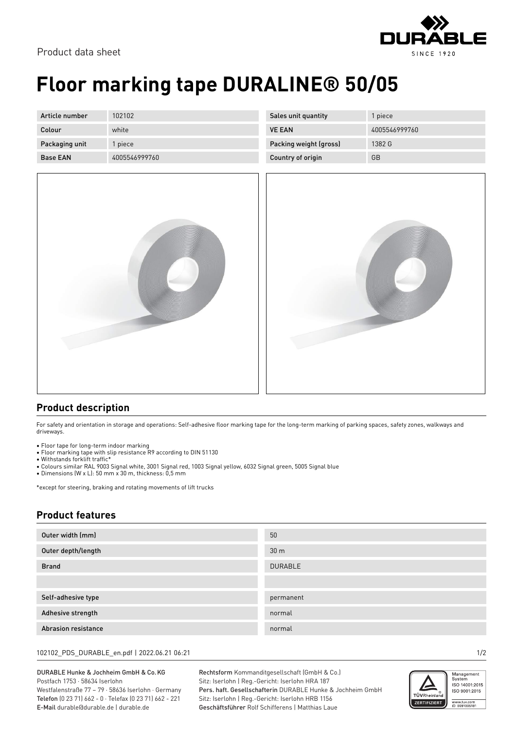Product data sheet

# Floor marking tape DURALINE® 50/05

| Article number | 102102 | Sales unit quantity | 1 piece |
|---|---|---|---|
| Colour | white | VE EAN | 4005546999760 |
| Packaging unit | 1 piece | Packing weight (gross) | 1382 G |
| Base EAN | 4005546999760 | Country of origin | GB |

## Product description

For safety and orientation in storage and operations: Self-adhesive floor marking tape for the long-term marking of parking spaces, safety zones, walkways and driveways.

- Floor tape for long-term indoor marking
- Floor marking tape with slip resistance R9 according to DIN 51130
- Withstands forklift traffic*
- Colours similar RAL 9003 Signal white, 3001 Signal red, 1003 Signal yellow, 6032 Signal green, 5005 Signal blue
- Dimensions (W x L): 50 mm x 30 m, thickness: 0,5 mm

*except for steering, braking and rotating movements of lift trucks

## Product features

| | |
|---|---|
| Outer width (mm) | 50 |
| Outer depth/length | 30 m |
| Brand | DURABLE |
| | |
| Self-adhesive type | permanent |
| Adhesive strength | normal |
| Abrasion resistance | normal |

102102_PDS_DURABLE_en.pdf | 2022.06.21 06:21

DURABLE Hunke & Jochheim GmbH & Co.KG
Postfach 1753 · 58634 Iserlohn
Westfalenstraße 77 – 79 · 58636 Iserlohn · Germany
Telefon (0 23 71) 662 - 0 · Telefax (0 23 71) 662 - 221
E-Mail durable@durable.de | durable.de

Rechtsform Kommanditgesellschaft (GmbH & Co.)
Sitz: Iserlohn | Reg.-Gericht: Iserlohn HRA 187
Pers. haft. Gesellschafterin DURABLE Hunke & Jochheim GmbH
Sitz: Iserlohn | Reg.-Gericht: Iserlohn HRB 1156
Geschäftsführer Rolf Schifferens | Matthias Laue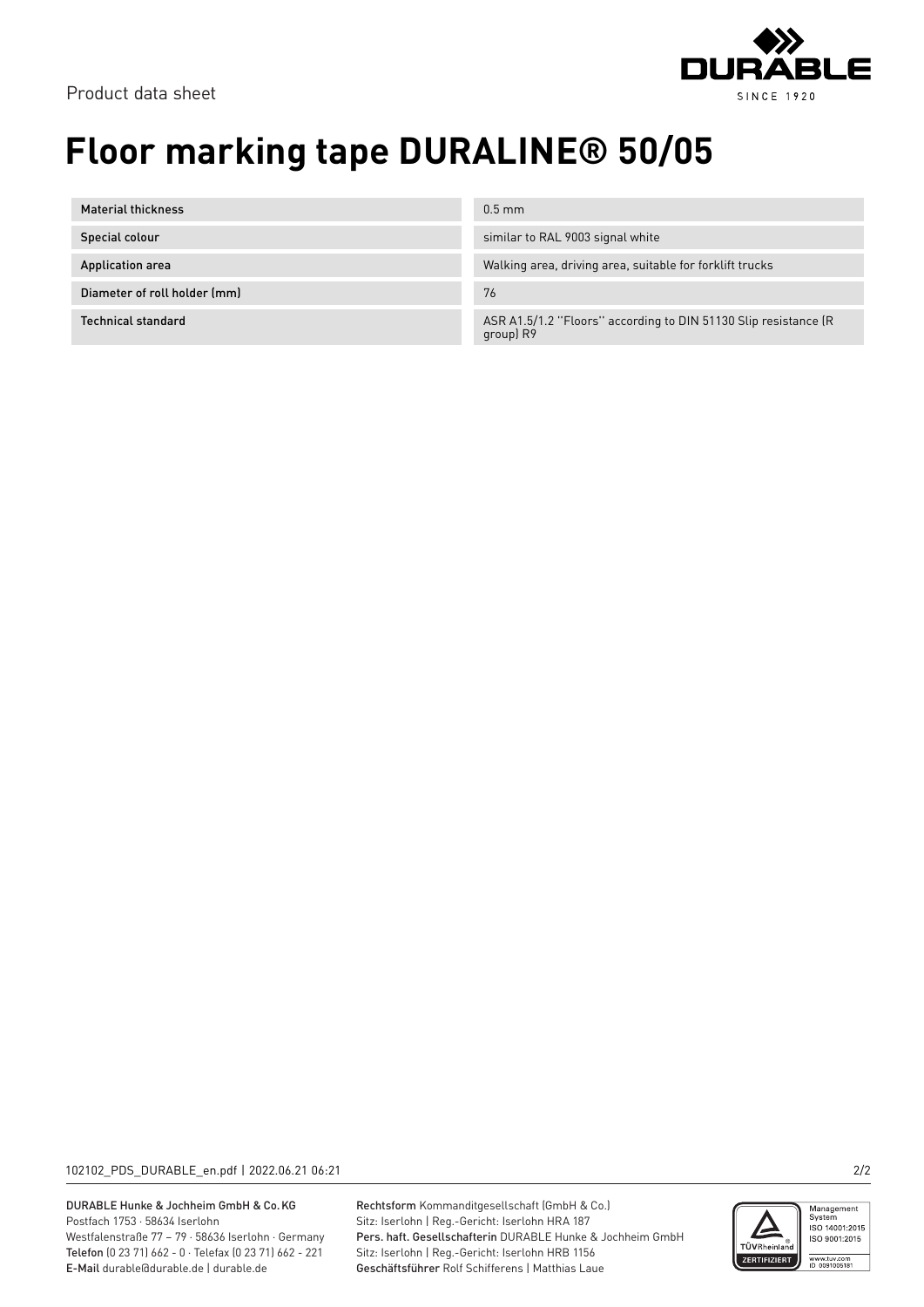# Floor marking tape DURALINE® 50/05

| | |
|---|---|
| Material thickness | 0.5 mm |
| Special colour | similar to RAL 9003 signal white |
| Application area | Walking area, driving area, suitable for forklift trucks |
| Diameter of roll holder (mm) | 76 |
| Technical standard | ASR A1.5/1.2 ''Floors'' according to DIN 51130 Slip resistance (R group) R9 |